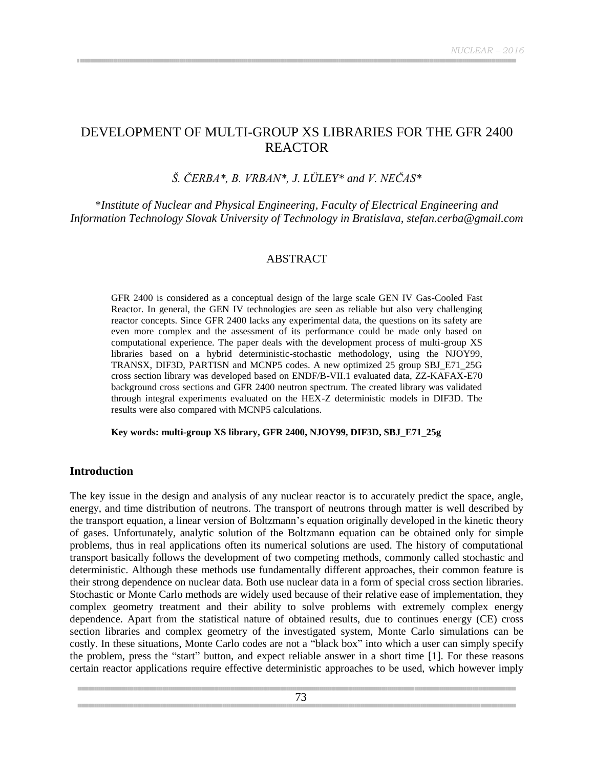# DEVELOPMENT OF MULTI-GROUP XS LIBRARIES FOR THE GFR 2400 REACTOR

*Š. ČERBA\*, B. VRBAN\*, J. LÜLEY\* and V. NEČAS\**

\**Institute of Nuclear and Physical Engineering, Faculty of Electrical Engineering and Information Technology Slovak University of Technology in Bratislava, stefan.cerba@gmail.com*

## ABSTRACT

GFR 2400 is considered as a conceptual design of the large scale GEN IV Gas-Cooled Fast Reactor. In general, the GEN IV technologies are seen as reliable but also very challenging reactor concepts. Since GFR 2400 lacks any experimental data, the questions on its safety are even more complex and the assessment of its performance could be made only based on computational experience. The paper deals with the development process of multi-group XS libraries based on a hybrid deterministic-stochastic methodology, using the NJOY99, TRANSX, DIF3D, PARTISN and MCNP5 codes. A new optimized 25 group SBJ_E71_25G cross section library was developed based on ENDF/B-VII.1 evaluated data, ZZ-KAFAX-E70 background cross sections and GFR 2400 neutron spectrum. The created library was validated through integral experiments evaluated on the HEX-Z deterministic models in DIF3D. The results were also compared with MCNP5 calculations.

**Key words: multi-group XS library, GFR 2400, NJOY99, DIF3D, SBJ_E71_25g**

## Introduction

The key issue in the design and analysis of any nuclear reactor is to accurately predict the space, angle, energy, and time distribution of neutrons. The transport of neutrons through matter is well described by the transport equation, a linear version of Boltzmann's equation originally developed in the kinetic theory of gases. Unfortunately, analytic solution of the Boltzmann equation can be obtained only for simple problems, thus in real applications often its numerical solutions are used. The history of computational transport basically follows the development of two competing methods, commonly called stochastic and deterministic. Although these methods use fundamentally different approaches, their common feature is their strong dependence on nuclear data. Both use nuclear data in a form of special cross section libraries. Stochastic or Monte Carlo methods are widely used because of their relative ease of implementation, they complex geometry treatment and their ability to solve problems with extremely complex energy dependence. Apart from the statistical nature of obtained results, due to continues energy (CE) cross section libraries and complex geometry of the investigated system, Monte Carlo simulations can be costly. In these situations, Monte Carlo codes are not a "black box" into which a user can simply specify the problem, press the "start" button, and expect reliable answer in a short time [1]. For these reasons certain reactor applications require effective deterministic approaches to be used, which however imply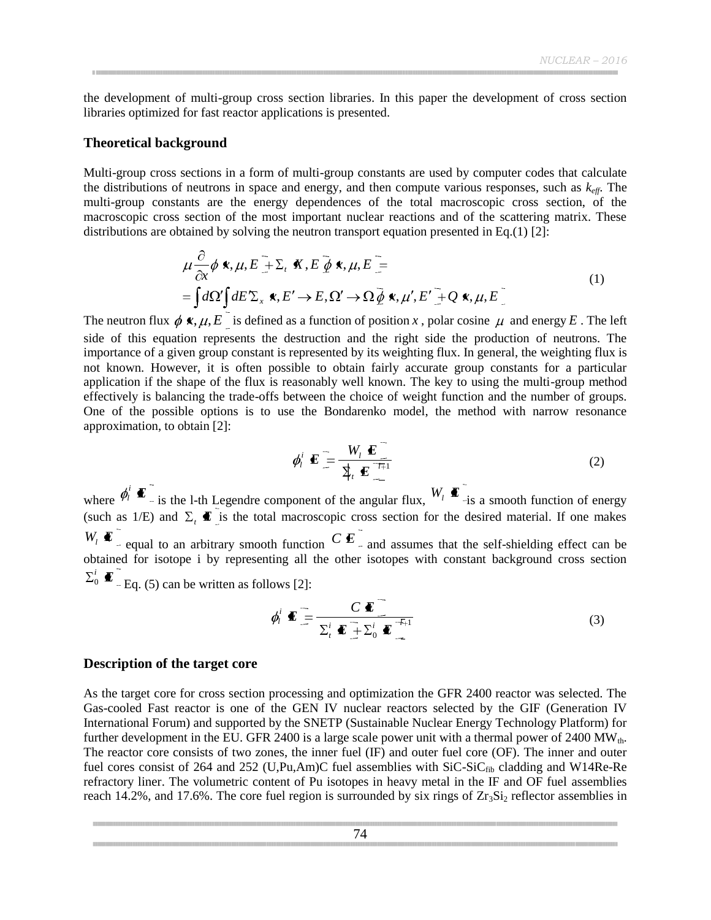the development of multi-group cross section libraries. In this paper the development of cross section libraries optimized for fast reactor applications is presented.

## Theoretical background

Multi-group cross sections in a form of multi-group constants are used by computer codes that calculate the distributions of neutrons in space and energy, and then compute various responses, such as $k_{eff}$. The multi-group constants are the energy dependences of the total macroscopic cross section, of the macroscopic cross section of the most important nuclear reactions and of the scattering matrix. These distributions are obtained by solving the neutron transport equation presented in Eq.(1) [2]:

$$
\begin{aligned}
&\mu \frac{\partial}{\partial x}\phi(x,\mu,E) + \Sigma_t(x,E)\phi(x,\mu,E) = \\
&= \int d\Omega' \int dE' \Sigma_x(x,E' \to E, \Omega' \to \Omega)\phi(x,\mu',E') + Q(x,\mu,E)
\end{aligned}
\tag{1}
$$

The neutron flux $\phi(x,\mu,E)$ is defined as a function of position $x$, polar cosine $\mu$ and energy $E$. The left side of this equation represents the destruction and the right side the production of neutrons. The importance of a given group constant is represented by its weighting flux. In general, the weighting flux is not known. However, it is often possible to obtain fairly accurate group constants for a particular application if the shape of the flux is reasonably well known. The key to using the multi-group method effectively is balancing the trade-offs between the choice of weight function and the number of groups. One of the possible options is to use the Bondarenko model, the method with narrow resonance approximation, to obtain [2]:

$$
\phi_l^i(E) = \frac{W_l(E)}{\left[\Sigma_t(E)\right]^{l+1}}
\tag{2}
$$

where $\phi_l^i(E)$ is the l-th Legendre component of the angular flux, $W_l(E)$ is a smooth function of energy (such as 1/E) and $\Sigma_t(E)$ is the total macroscopic cross section for the desired material. If one makes $W_l(E)$ equal to an arbitrary smooth function $C(E)$ and assumes that the self-shielding effect can be obtained for isotope i by representing all the other isotopes with constant background cross section $\Sigma_0^i(E)$ Eq. (5) can be written as follows [2]:

$$
\phi_l^i(E) = \frac{C(E)}{\left[\Sigma_t^i(E) + \Sigma_0^i(E)\right]^{l+1}}
\tag{3}
$$

## Description of the target core

As the target core for cross section processing and optimization the GFR 2400 reactor was selected. The Gas-cooled Fast reactor is one of the GEN IV nuclear reactors selected by the GIF (Generation IV International Forum) and supported by the SNETP (Sustainable Nuclear Energy Technology Platform) for further development in the EU. GFR 2400 is a large scale power unit with a thermal power of 2400 $MW_{th}$. The reactor core consists of two zones, the inner fuel (IF) and outer fuel core (OF). The inner and outer fuel cores consist of 264 and 252 (U,Pu,Am)C fuel assemblies with SiC-$SiC_{fib}$ cladding and W14Re-Re refractory liner. The volumetric content of Pu isotopes in heavy metal in the IF and OF fuel assemblies reach 14.2%, and 17.6%. The core fuel region is surrounded by six rings of $Zr_3Si_2$ reflector assemblies in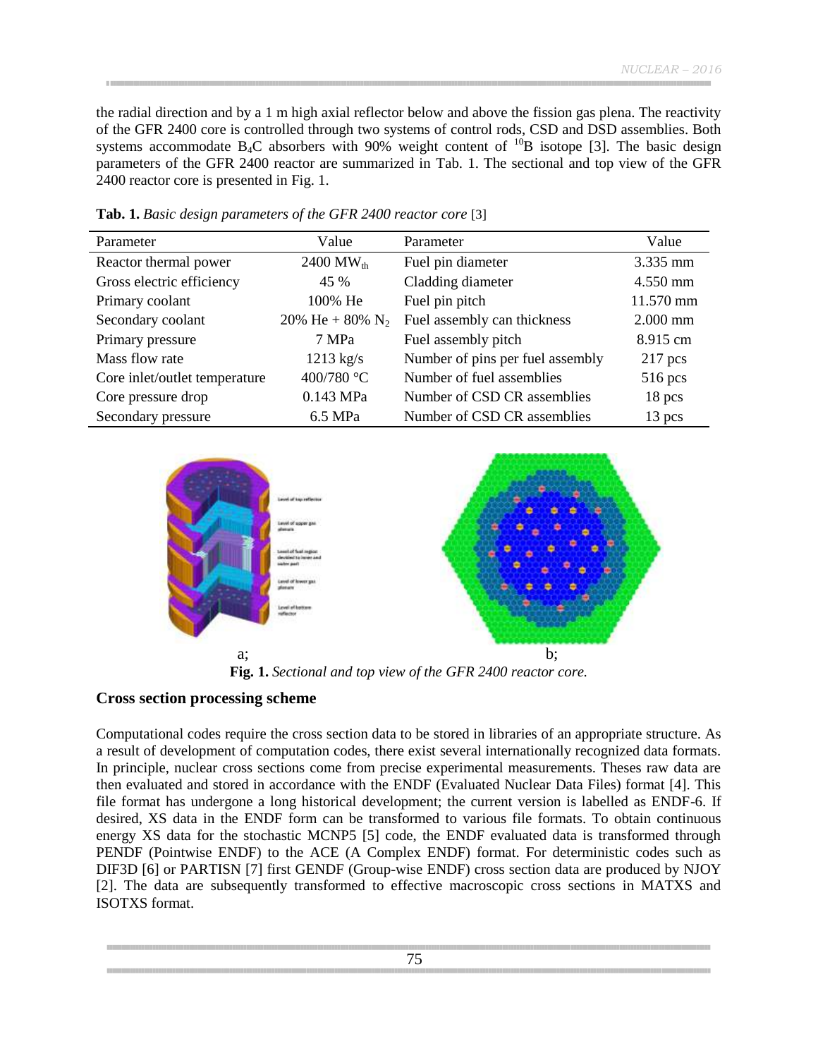the radial direction and by a 1 m high axial reflector below and above the fission gas plena. The reactivity of the GFR 2400 core is controlled through two systems of control rods, CSD and DSD assemblies. Both systems accommodate $B_4C$ absorbers with 90% weight content of $^{10}B$ isotope [3]. The basic design parameters of the GFR 2400 reactor are summarized in Tab. 1. The sectional and top view of the GFR 2400 reactor core is presented in Fig. 1.

**Tab. 1.** *Basic design parameters of the GFR 2400 reactor core* [3]

| Parameter | Value | Parameter | Value |
|---|---|---|---|
| Reactor thermal power | 2400 $MW_{th}$ | Fuel pin diameter | 3.335 mm |
| Gross electric efficiency | 45 % | Cladding diameter | 4.550 mm |
| Primary coolant | 100% He | Fuel pin pitch | 11.570 mm |
| Secondary coolant | 20% He + 80% $N_2$ | Fuel assembly can thickness | 2.000 mm |
| Primary pressure | 7 MPa | Fuel assembly pitch | 8.915 cm |
| Mass flow rate | 1213 kg/s | Number of pins per fuel assembly | 217 pcs |
| Core inlet/outlet temperature | 400/780 °C | Number of fuel assemblies | 516 pcs |
| Core pressure drop | 0.143 MPa | Number of CSD CR assemblies | 18 pcs |
| Secondary pressure | 6.5 MPa | Number of CSD CR assemblies | 13 pcs |

a; b;

**Fig. 1.** *Sectional and top view of the GFR 2400 reactor core.*

## Cross section processing scheme

Computational codes require the cross section data to be stored in libraries of an appropriate structure. As a result of development of computation codes, there exist several internationally recognized data formats. In principle, nuclear cross sections come from precise experimental measurements. Theses raw data are then evaluated and stored in accordance with the ENDF (Evaluated Nuclear Data Files) format [4]. This file format has undergone a long historical development; the current version is labelled as ENDF-6. If desired, XS data in the ENDF form can be transformed to various file formats. To obtain continuous energy XS data for the stochastic MCNP5 [5] code, the ENDF evaluated data is transformed through PENDF (Pointwise ENDF) to the ACE (A Complex ENDF) format. For deterministic codes such as DIF3D [6] or PARTISN [7] first GENDF (Group-wise ENDF) cross section data are produced by NJOY [2]. The data are subsequently transformed to effective macroscopic cross sections in MATXS and ISOTXS format.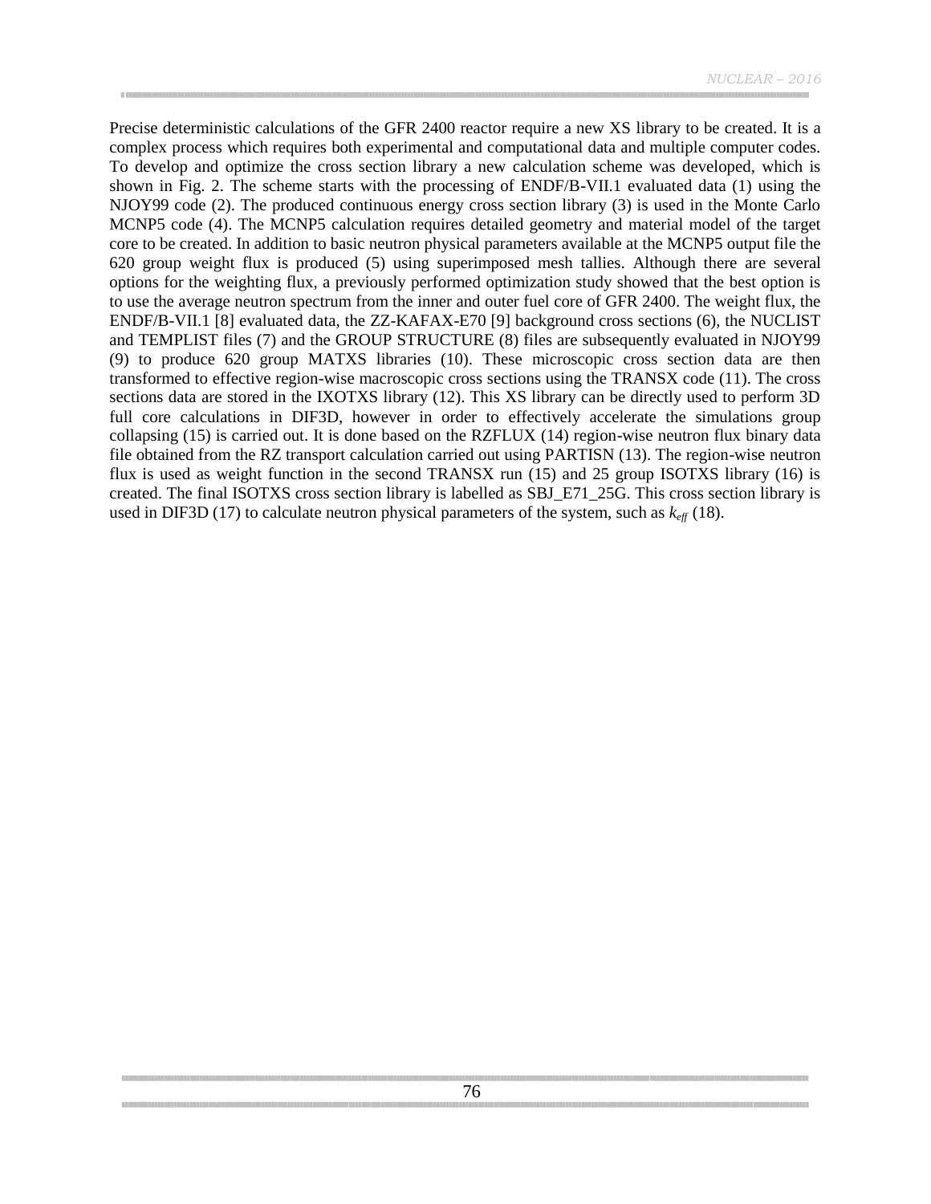Precise deterministic calculations of the GFR 2400 reactor require a new XS library to be created. It is a complex process which requires both experimental and computational data and multiple computer codes. To develop and optimize the cross section library a new calculation scheme was developed, which is shown in Fig. 2. The scheme starts with the processing of ENDF/B-VII.1 evaluated data (1) using the NJOY99 code (2). The produced continuous energy cross section library (3) is used in the Monte Carlo MCNP5 code (4). The MCNP5 calculation requires detailed geometry and material model of the target core to be created. In addition to basic neutron physical parameters available at the MCNP5 output file the 620 group weight flux is produced (5) using superimposed mesh tallies. Although there are several options for the weighting flux, a previously performed optimization study showed that the best option is to use the average neutron spectrum from the inner and outer fuel core of GFR 2400. The weight flux, the ENDF/B-VII.1 [8] evaluated data, the ZZ-KAFAX-E70 [9] background cross sections (6), the NUCLIST and TEMPLIST files (7) and the GROUP STRUCTURE (8) files are subsequently evaluated in NJOY99 (9) to produce 620 group MATXS libraries (10). These microscopic cross section data are then transformed to effective region-wise macroscopic cross sections using the TRANSX code (11). The cross sections data are stored in the IXOTXS library (12). This XS library can be directly used to perform 3D full core calculations in DIF3D, however in order to effectively accelerate the simulations group collapsing (15) is carried out. It is done based on the RZFLUX (14) region-wise neutron flux binary data file obtained from the RZ transport calculation carried out using PARTISN (13). The region-wise neutron flux is used as weight function in the second TRANSX run (15) and 25 group ISOTXS library (16) is created. The final ISOTXS cross section library is labelled as SBJ_E71_25G. This cross section library is used in DIF3D (17) to calculate neutron physical parameters of the system, such as $k_{eff}$ (18).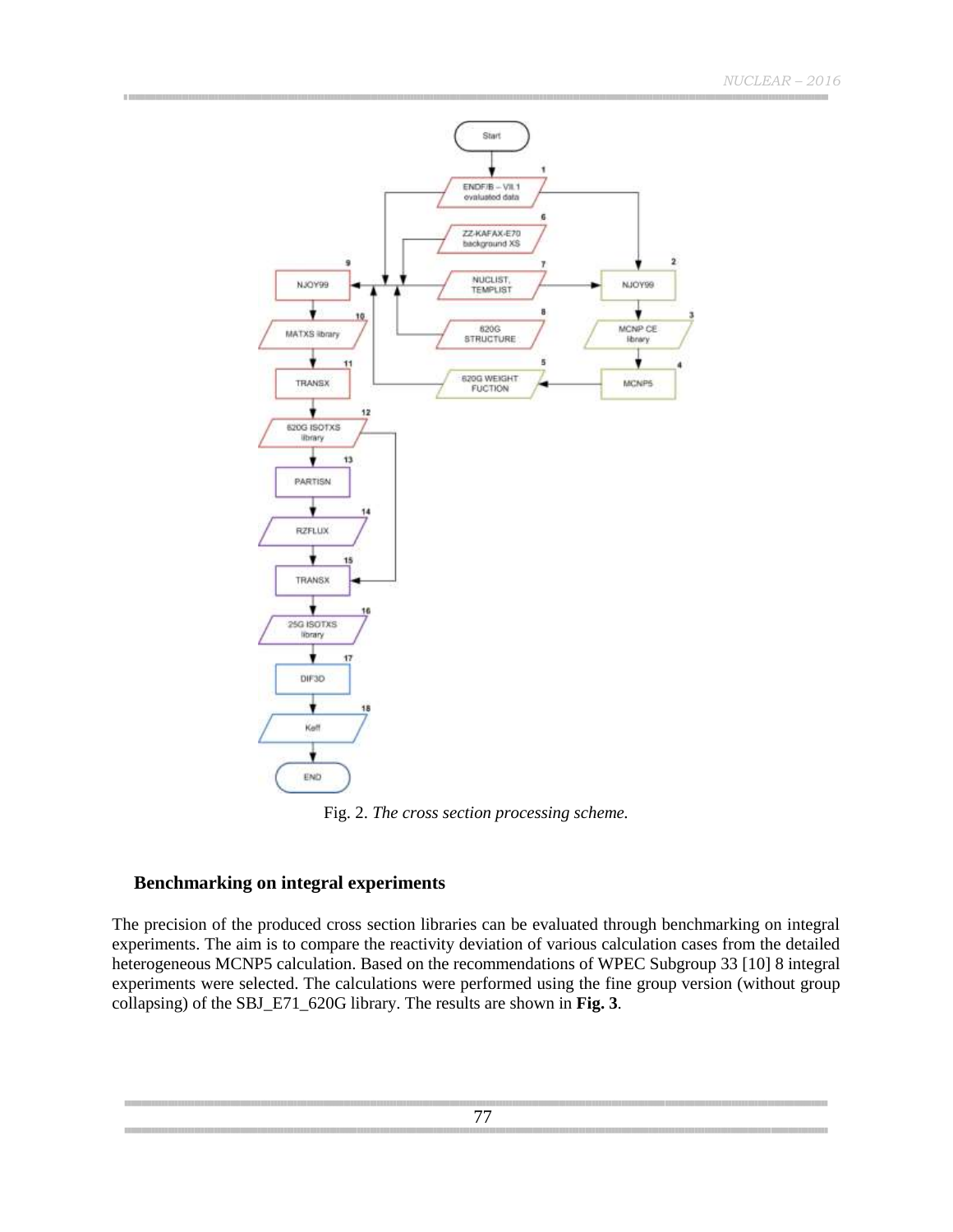Fig. 2. *The cross section processing scheme.*

## Benchmarking on integral experiments

The precision of the produced cross section libraries can be evaluated through benchmarking on integral experiments. The aim is to compare the reactivity deviation of various calculation cases from the detailed heterogeneous MCNP5 calculation. Based on the recommendations of WPEC Subgroup 33 [10] 8 integral experiments were selected. The calculations were performed using the fine group version (without group collapsing) of the SBJ_E71_620G library. The results are shown in **Fig. 3**.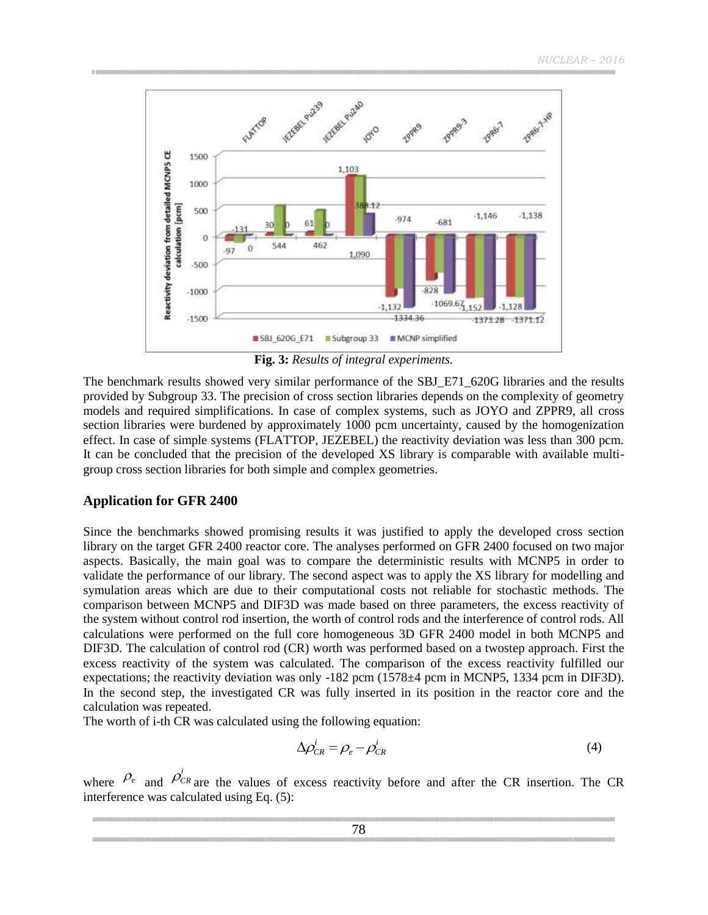**Fig. 3:** *Results of integral experiments.*

The benchmark results showed very similar performance of the SBJ_E71_620G libraries and the results provided by Subgroup 33. The precision of cross section libraries depends on the complexity of geometry models and required simplifications. In case of complex systems, such as JOYO and ZPPR9, all cross section libraries were burdened by approximately 1000 pcm uncertainty, caused by the homogenization effect. In case of simple systems (FLATTOP, JEZEBEL) the reactivity deviation was less than 300 pcm. It can be concluded that the precision of the developed XS library is comparable with available multi-group cross section libraries for both simple and complex geometries.

## Application for GFR 2400

Since the benchmarks showed promising results it was justified to apply the developed cross section library on the target GFR 2400 reactor core. The analyses performed on GFR 2400 focused on two major aspects. Basically, the main goal was to compare the deterministic results with MCNP5 in order to validate the performance of our library. The second aspect was to apply the XS library for modelling and symulation areas which are due to their computational costs not reliable for stochastic methods. The comparison between MCNP5 and DIF3D was made based on three parameters, the excess reactivity of the system without control rod insertion, the worth of control rods and the interference of control rods. All calculations were performed on the full core homogeneous 3D GFR 2400 model in both MCNP5 and DIF3D. The calculation of control rod (CR) worth was performed based on a twostep approach. First the excess reactivity of the system was calculated. The comparison of the excess reactivity fulfilled our expectations; the reactivity deviation was only -182 pcm (1578±4 pcm in MCNP5, 1334 pcm in DIF3D). In the second step, the investigated CR was fully inserted in its position in the reactor core and the calculation was repeated.

The worth of i-th CR was calculated using the following equation:

$$\Delta\rho_{CR}^{i} = \rho_e - \rho_{CR}^{i} \tag{4}$$

where $\rho_e$ and $\rho_{CR}^{i}$ are the values of excess reactivity before and after the CR insertion. The CR interference was calculated using Eq. (5):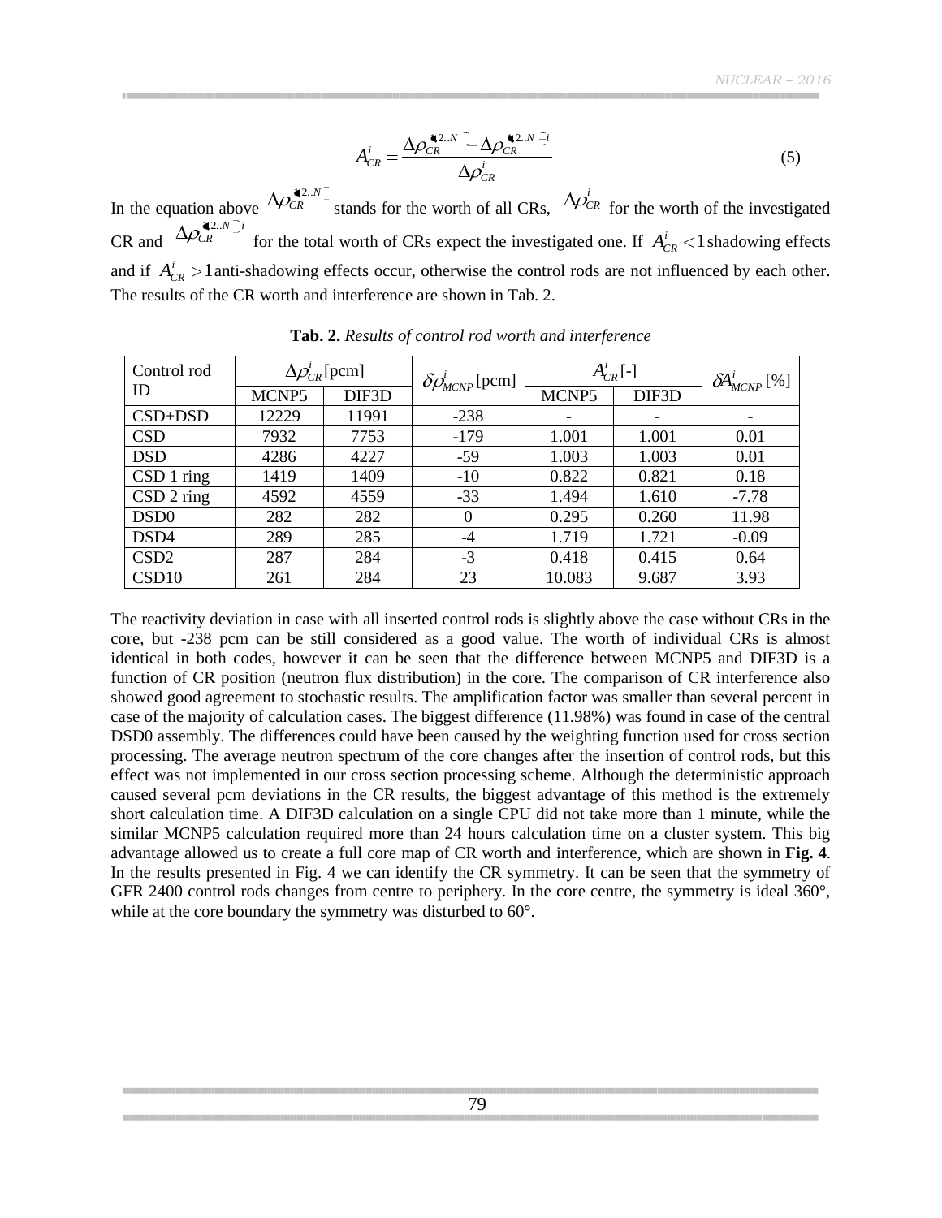$$A_{CR}^{i} = \frac{\Delta\rho_{CR}^{(2..N)} - \Delta\rho_{CR}^{(2..N)-i}}{\Delta\rho_{CR}^{i}} \tag{5}$$

In the equation above $\Delta\rho_{CR}^{(2..N)}$ stands for the worth of all CRs, $\Delta\rho_{CR}^{i}$ for the worth of the investigated CR and $\Delta\rho_{CR}^{(2..N)-i}$ for the total worth of CRs expect the investigated one. If $A_{CR}^{i} < 1$ shadowing effects and if $A_{CR}^{i} > 1$ anti-shadowing effects occur, otherwise the control rods are not influenced by each other. The results of the CR worth and interference are shown in Tab. 2.

**Tab. 2.** *Results of control rod worth and interference*

| Control rod ID | $\Delta\rho_{CR}^{i}$ [pcm] | | $\delta\rho_{MCNP}^{i}$ [pcm] | $A_{CR}^{i}$ [-] | | $\delta A_{MCNP}^{i}$ [%] |
|---|---|---|---|---|---|---|
| | MCNP5 | DIF3D | | MCNP5 | DIF3D | |
| CSD+DSD | 12229 | 11991 | -238 | - | - | - |
| CSD | 7932 | 7753 | -179 | 1.001 | 1.001 | 0.01 |
| DSD | 4286 | 4227 | -59 | 1.003 | 1.003 | 0.01 |
| CSD 1 ring | 1419 | 1409 | -10 | 0.822 | 0.821 | 0.18 |
| CSD 2 ring | 4592 | 4559 | -33 | 1.494 | 1.610 | -7.78 |
| DSD0 | 282 | 282 | 0 | 0.295 | 0.260 | 11.98 |
| DSD4 | 289 | 285 | -4 | 1.719 | 1.721 | -0.09 |
| CSD2 | 287 | 284 | -3 | 0.418 | 0.415 | 0.64 |
| CSD10 | 261 | 284 | 23 | 10.083 | 9.687 | 3.93 |

The reactivity deviation in case with all inserted control rods is slightly above the case without CRs in the core, but -238 pcm can be still considered as a good value. The worth of individual CRs is almost identical in both codes, however it can be seen that the difference between MCNP5 and DIF3D is a function of CR position (neutron flux distribution) in the core. The comparison of CR interference also showed good agreement to stochastic results. The amplification factor was smaller than several percent in case of the majority of calculation cases. The biggest difference (11.98%) was found in case of the central DSD0 assembly. The differences could have been caused by the weighting function used for cross section processing. The average neutron spectrum of the core changes after the insertion of control rods, but this effect was not implemented in our cross section processing scheme. Although the deterministic approach caused several pcm deviations in the CR results, the biggest advantage of this method is the extremely short calculation time. A DIF3D calculation on a single CPU did not take more than 1 minute, while the similar MCNP5 calculation required more than 24 hours calculation time on a cluster system. This big advantage allowed us to create a full core map of CR worth and interference, which are shown in **Fig. 4**. In the results presented in Fig. 4 we can identify the CR symmetry. It can be seen that the symmetry of GFR 2400 control rods changes from centre to periphery. In the core centre, the symmetry is ideal 360°, while at the core boundary the symmetry was disturbed to 60°.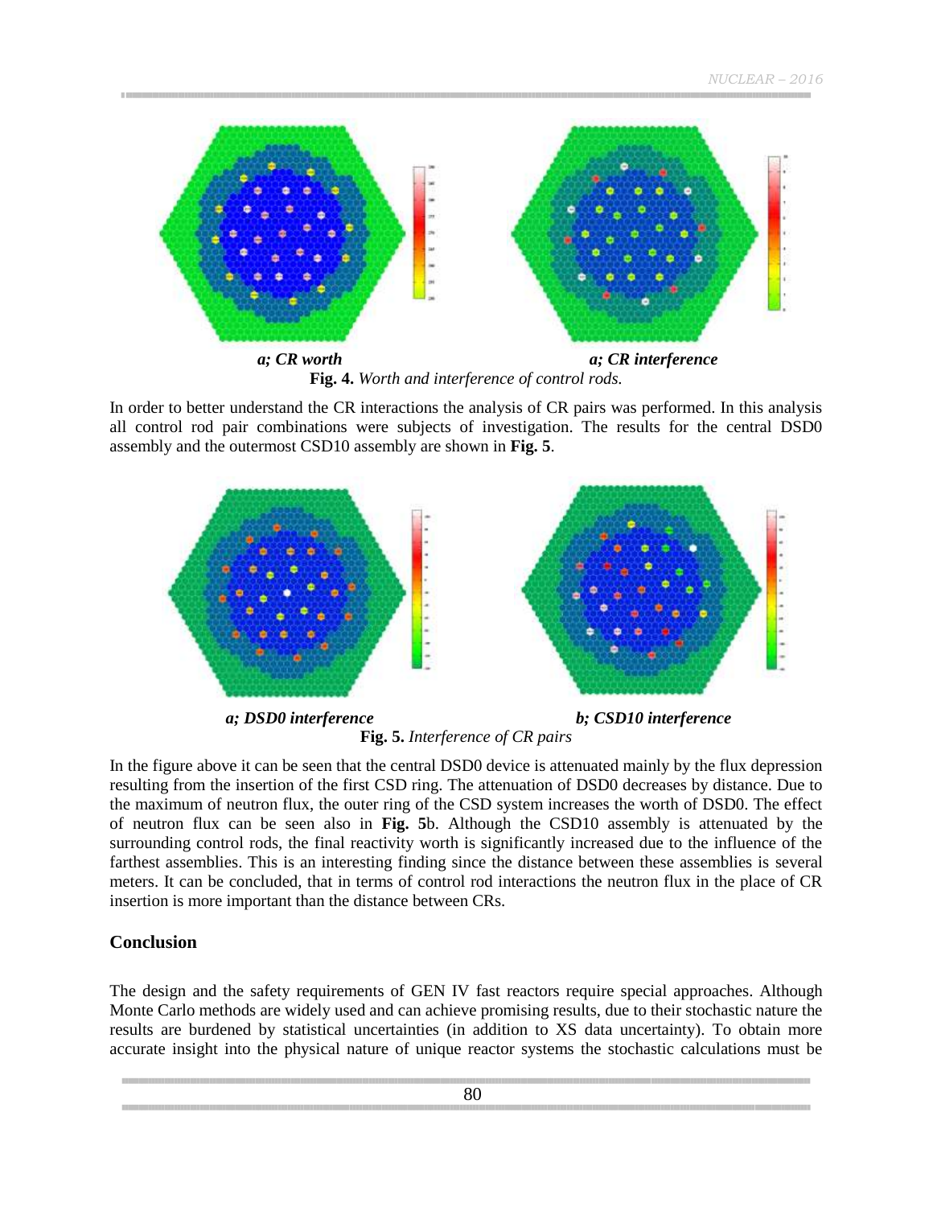*a; CR worth* *a; CR interference*

**Fig. 4.** *Worth and interference of control rods.*

In order to better understand the CR interactions the analysis of CR pairs was performed. In this analysis all control rod pair combinations were subjects of investigation. The results for the central DSD0 assembly and the outermost CSD10 assembly are shown in **Fig. 5**.

*a; DSD0 interference* *b; CSD10 interference*

**Fig. 5.** *Interference of CR pairs*

In the figure above it can be seen that the central DSD0 device is attenuated mainly by the flux depression resulting from the insertion of the first CSD ring. The attenuation of DSD0 decreases by distance. Due to the maximum of neutron flux, the outer ring of the CSD system increases the worth of DSD0. The effect of neutron flux can be seen also in **Fig. 5**b. Although the CSD10 assembly is attenuated by the surrounding control rods, the final reactivity worth is significantly increased due to the influence of the farthest assemblies. This is an interesting finding since the distance between these assemblies is several meters. It can be concluded, that in terms of control rod interactions the neutron flux in the place of CR insertion is more important than the distance between CRs.

## Conclusion

The design and the safety requirements of GEN IV fast reactors require special approaches. Although Monte Carlo methods are widely used and can achieve promising results, due to their stochastic nature the results are burdened by statistical uncertainties (in addition to XS data uncertainty). To obtain more accurate insight into the physical nature of unique reactor systems the stochastic calculations must be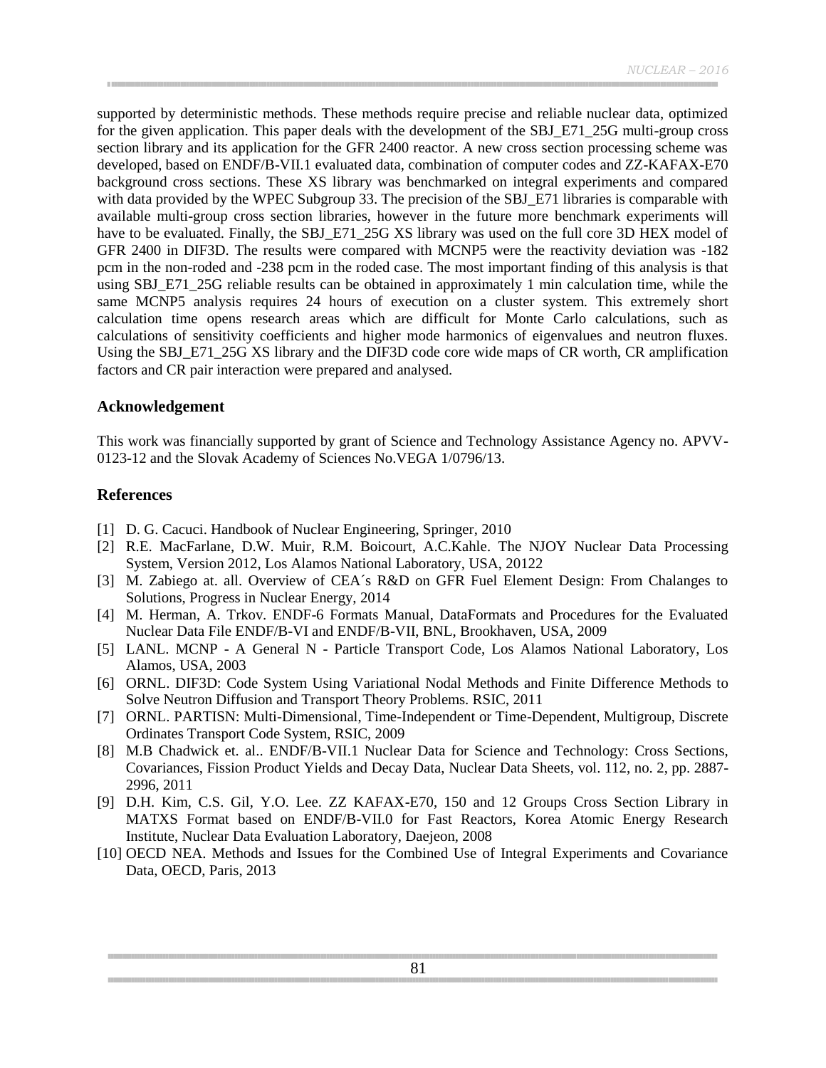supported by deterministic methods. These methods require precise and reliable nuclear data, optimized for the given application. This paper deals with the development of the SBJ_E71_25G multi-group cross section library and its application for the GFR 2400 reactor. A new cross section processing scheme was developed, based on ENDF/B-VII.1 evaluated data, combination of computer codes and ZZ-KAFAX-E70 background cross sections. These XS library was benchmarked on integral experiments and compared with data provided by the WPEC Subgroup 33. The precision of the SBJ_E71 libraries is comparable with available multi-group cross section libraries, however in the future more benchmark experiments will have to be evaluated. Finally, the SBJ_E71_25G XS library was used on the full core 3D HEX model of GFR 2400 in DIF3D. The results were compared with MCNP5 were the reactivity deviation was -182 pcm in the non-roded and -238 pcm in the roded case. The most important finding of this analysis is that using SBJ_E71_25G reliable results can be obtained in approximately 1 min calculation time, while the same MCNP5 analysis requires 24 hours of execution on a cluster system. This extremely short calculation time opens research areas which are difficult for Monte Carlo calculations, such as calculations of sensitivity coefficients and higher mode harmonics of eigenvalues and neutron fluxes. Using the SBJ_E71_25G XS library and the DIF3D code core wide maps of CR worth, CR amplification factors and CR pair interaction were prepared and analysed.

## Acknowledgement

This work was financially supported by grant of Science and Technology Assistance Agency no. APVV-0123-12 and the Slovak Academy of Sciences No.VEGA 1/0796/13.

## References

[1] D. G. Cacuci. Handbook of Nuclear Engineering, Springer, 2010

[2] R.E. MacFarlane, D.W. Muir, R.M. Boicourt, A.C.Kahle. The NJOY Nuclear Data Processing System, Version 2012, Los Alamos National Laboratory, USA, 20122

[3] M. Zabiego at. all. Overview of CEA´s R&D on GFR Fuel Element Design: From Chalanges to Solutions, Progress in Nuclear Energy, 2014

[4] M. Herman, A. Trkov. ENDF-6 Formats Manual, DataFormats and Procedures for the Evaluated Nuclear Data File ENDF/B-VI and ENDF/B-VII, BNL, Brookhaven, USA, 2009

[5] LANL. MCNP - A General N - Particle Transport Code, Los Alamos National Laboratory, Los Alamos, USA, 2003

[6] ORNL. DIF3D: Code System Using Variational Nodal Methods and Finite Difference Methods to Solve Neutron Diffusion and Transport Theory Problems. RSIC, 2011

[7] ORNL. PARTISN: Multi-Dimensional, Time-Independent or Time-Dependent, Multigroup, Discrete Ordinates Transport Code System, RSIC, 2009

[8] M.B Chadwick et. al.. ENDF/B-VII.1 Nuclear Data for Science and Technology: Cross Sections, Covariances, Fission Product Yields and Decay Data, Nuclear Data Sheets, vol. 112, no. 2, pp. 2887-2996, 2011

[9] D.H. Kim, C.S. Gil, Y.O. Lee. ZZ KAFAX-E70, 150 and 12 Groups Cross Section Library in MATXS Format based on ENDF/B-VII.0 for Fast Reactors, Korea Atomic Energy Research Institute, Nuclear Data Evaluation Laboratory, Daejeon, 2008

[10] OECD NEA. Methods and Issues for the Combined Use of Integral Experiments and Covariance Data, OECD, Paris, 2013